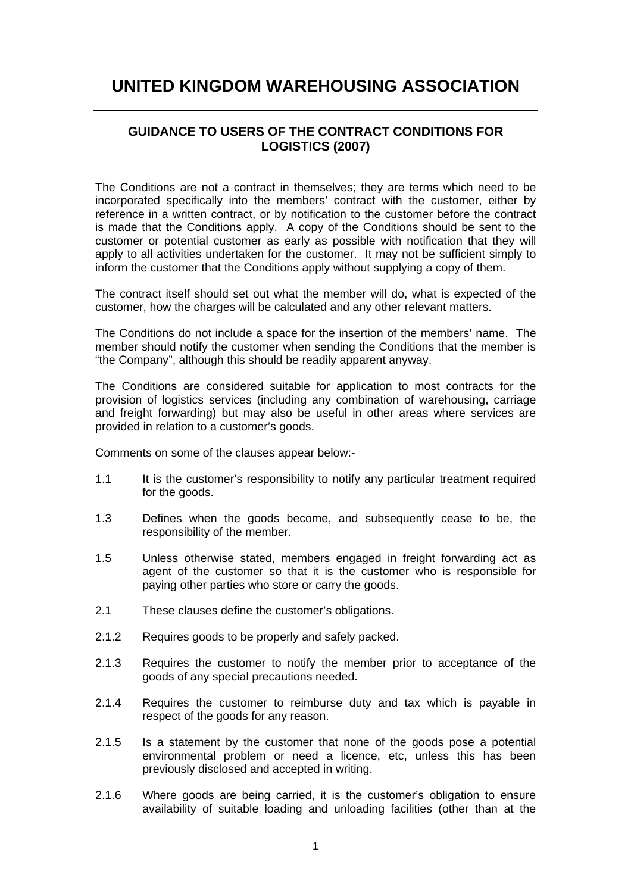# UNITED KINGDOM WAREHOUSING ASSOCIATION

## GUIDANCE TO USERS OF THE CONTRACT CONDITIONS FOR LOGISTICS (2007)

The Conditions are not a contract in themselves; they are terms which need to be incorporated specifically into the members' contract with the customer, either by reference in a written contract, or by notification to the customer before the contract is made that the Conditions apply. A copy of the Conditions should be sent to the customer or potential customer as early as possible with notification that they will apply to all activities undertaken for the customer. It may not be sufficient simply to inform the customer that the Conditions apply without supplying a copy of them.

The contract itself should set out what the member will do, what is expected of the customer, how the charges will be calculated and any other relevant matters.

The Conditions do not include a space for the insertion of the members' name. The member should notify the customer when sending the Conditions that the member is "the Company", although this should be readily apparent anyway.

The Conditions are considered suitable for application to most contracts for the provision of logistics services (including any combination of warehousing, carriage and freight forwarding) but may also be useful in other areas where services are provided in relation to a customer's goods.

Comments on some of the clauses appear below:-

1.1 It is the customer's responsibility to notify any particular treatment required for the goods.

1.3 Defines when the goods become, and subsequently cease to be, the responsibility of the member.

1.5 Unless otherwise stated, members engaged in freight forwarding act as agent of the customer so that it is the customer who is responsible for paying other parties who store or carry the goods.

2.1 These clauses define the customer's obligations.

2.1.2 Requires goods to be properly and safely packed.

2.1.3 Requires the customer to notify the member prior to acceptance of the goods of any special precautions needed.

2.1.4 Requires the customer to reimburse duty and tax which is payable in respect of the goods for any reason.

2.1.5 Is a statement by the customer that none of the goods pose a potential environmental problem or need a licence, etc, unless this has been previously disclosed and accepted in writing.

2.1.6 Where goods are being carried, it is the customer's obligation to ensure availability of suitable loading and unloading facilities (other than at the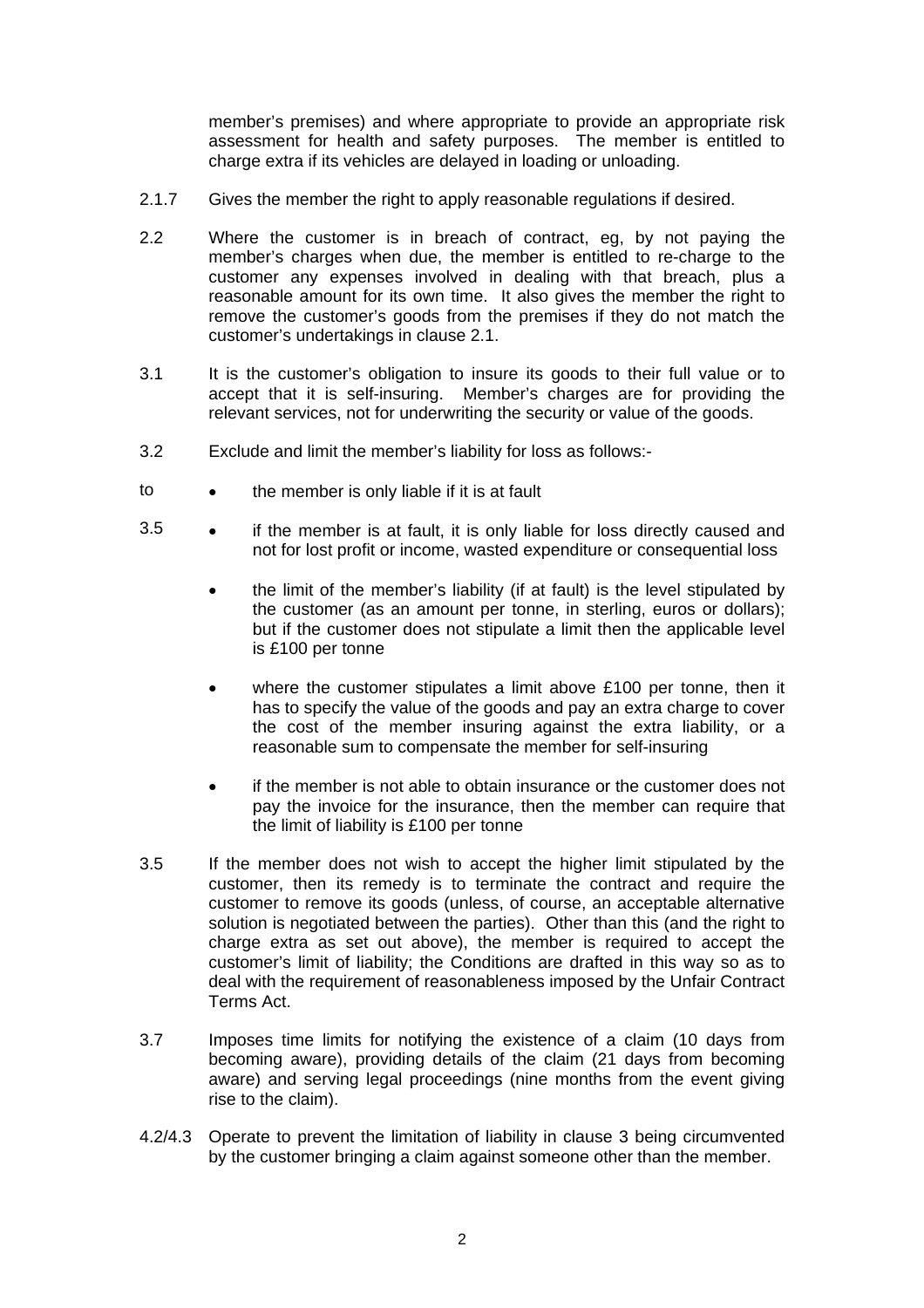member's premises) and where appropriate to provide an appropriate risk assessment for health and safety purposes. The member is entitled to charge extra if its vehicles are delayed in loading or unloading.

2.1.7 Gives the member the right to apply reasonable regulations if desired.

2.2 Where the customer is in breach of contract, eg, by not paying the member's charges when due, the member is entitled to re-charge to the customer any expenses involved in dealing with that breach, plus a reasonable amount for its own time. It also gives the member the right to remove the customer's goods from the premises if they do not match the customer's undertakings in clause 2.1.

3.1 It is the customer's obligation to insure its goods to their full value or to accept that it is self-insuring. Member's charges are for providing the relevant services, not for underwriting the security or value of the goods.

3.2 Exclude and limit the member's liability for loss as follows:-

to 3.5

- the member is only liable if it is at fault
- if the member is at fault, it is only liable for loss directly caused and not for lost profit or income, wasted expenditure or consequential loss
- the limit of the member's liability (if at fault) is the level stipulated by the customer (as an amount per tonne, in sterling, euros or dollars); but if the customer does not stipulate a limit then the applicable level is £100 per tonne
- where the customer stipulates a limit above £100 per tonne, then it has to specify the value of the goods and pay an extra charge to cover the cost of the member insuring against the extra liability, or a reasonable sum to compensate the member for self-insuring
- if the member is not able to obtain insurance or the customer does not pay the invoice for the insurance, then the member can require that the limit of liability is £100 per tonne

3.5 If the member does not wish to accept the higher limit stipulated by the customer, then its remedy is to terminate the contract and require the customer to remove its goods (unless, of course, an acceptable alternative solution is negotiated between the parties). Other than this (and the right to charge extra as set out above), the member is required to accept the customer's limit of liability; the Conditions are drafted in this way so as to deal with the requirement of reasonableness imposed by the Unfair Contract Terms Act.

3.7 Imposes time limits for notifying the existence of a claim (10 days from becoming aware), providing details of the claim (21 days from becoming aware) and serving legal proceedings (nine months from the event giving rise to the claim).

4.2/4.3 Operate to prevent the limitation of liability in clause 3 being circumvented by the customer bringing a claim against someone other than the member.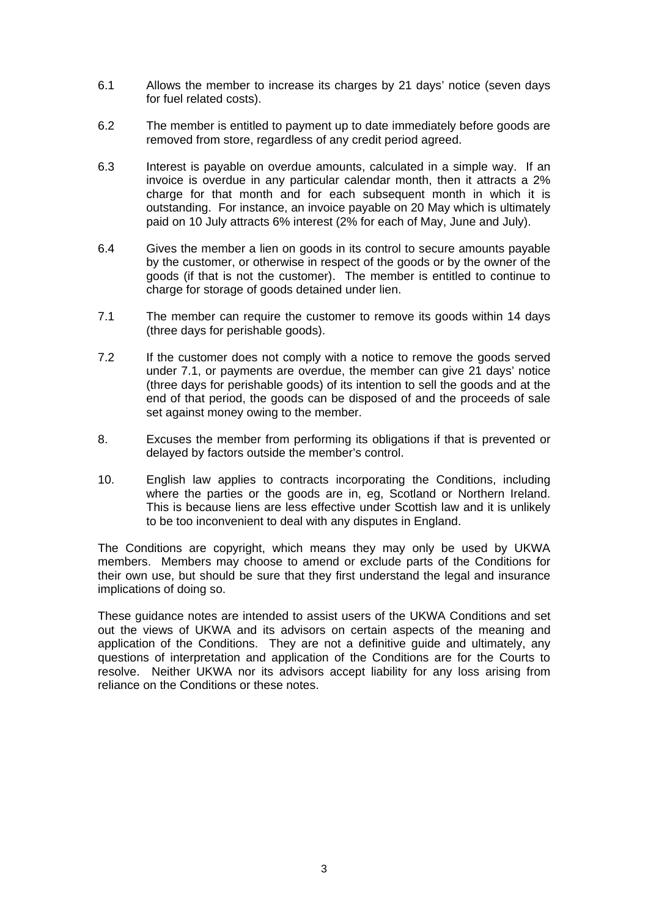6.1 Allows the member to increase its charges by 21 days' notice (seven days for fuel related costs).

6.2 The member is entitled to payment up to date immediately before goods are removed from store, regardless of any credit period agreed.

6.3 Interest is payable on overdue amounts, calculated in a simple way. If an invoice is overdue in any particular calendar month, then it attracts a 2% charge for that month and for each subsequent month in which it is outstanding. For instance, an invoice payable on 20 May which is ultimately paid on 10 July attracts 6% interest (2% for each of May, June and July).

6.4 Gives the member a lien on goods in its control to secure amounts payable by the customer, or otherwise in respect of the goods or by the owner of the goods (if that is not the customer). The member is entitled to continue to charge for storage of goods detained under lien.

7.1 The member can require the customer to remove its goods within 14 days (three days for perishable goods).

7.2 If the customer does not comply with a notice to remove the goods served under 7.1, or payments are overdue, the member can give 21 days' notice (three days for perishable goods) of its intention to sell the goods and at the end of that period, the goods can be disposed of and the proceeds of sale set against money owing to the member.

8. Excuses the member from performing its obligations if that is prevented or delayed by factors outside the member's control.

10. English law applies to contracts incorporating the Conditions, including where the parties or the goods are in, eg, Scotland or Northern Ireland. This is because liens are less effective under Scottish law and it is unlikely to be too inconvenient to deal with any disputes in England.

The Conditions are copyright, which means they may only be used by UKWA members. Members may choose to amend or exclude parts of the Conditions for their own use, but should be sure that they first understand the legal and insurance implications of doing so.

These guidance notes are intended to assist users of the UKWA Conditions and set out the views of UKWA and its advisors on certain aspects of the meaning and application of the Conditions. They are not a definitive guide and ultimately, any questions of interpretation and application of the Conditions are for the Courts to resolve. Neither UKWA nor its advisors accept liability for any loss arising from reliance on the Conditions or these notes.